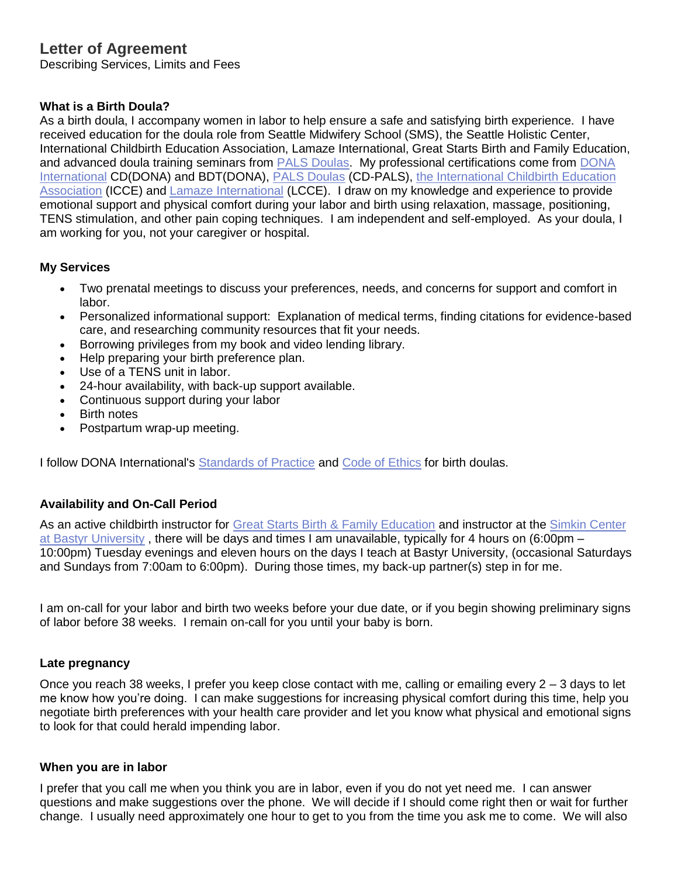# Letter of Agreement

Describing Services, Limits and Fees

### What is a Birth Doula?

As a birth doula, I accompany women in labor to help ensure a safe and satisfying birth experience. I have received education for the doula role from Seattle Midwifery School (SMS), the Seattle Holistic Center, International Childbirth Education Association, Lamaze International, Great Starts Birth and Family Education, and advanced doula training seminars from PALS Doulas. My professional certifications come from DONA International CD(DONA) and BDT(DONA), PALS Doulas (CD-PALS), the International Childbirth Education Association (ICCE) and Lamaze International (LCCE). I draw on my knowledge and experience to provide emotional support and physical comfort during your labor and birth using relaxation, massage, positioning, TENS stimulation, and other pain coping techniques. I am independent and self-employed. As your doula, I am working for you, not your caregiver or hospital.

### My Services

- Two prenatal meetings to discuss your preferences, needs, and concerns for support and comfort in labor.
- Personalized informational support: Explanation of medical terms, finding citations for evidence-based care, and researching community resources that fit your needs.
- Borrowing privileges from my book and video lending library.
- Help preparing your birth preference plan.
- Use of a TENS unit in labor.
- 24-hour availability, with back-up support available.
- Continuous support during your labor
- Birth notes
- Postpartum wrap-up meeting.

I follow DONA International's Standards of Practice and Code of Ethics for birth doulas.

### Availability and On-Call Period

As an active childbirth instructor for Great Starts Birth & Family Education and instructor at the Simkin Center at Bastyr University , there will be days and times I am unavailable, typically for 4 hours on (6:00pm – 10:00pm) Tuesday evenings and eleven hours on the days I teach at Bastyr University, (occasional Saturdays and Sundays from 7:00am to 6:00pm). During those times, my back-up partner(s) step in for me.

I am on-call for your labor and birth two weeks before your due date, or if you begin showing preliminary signs of labor before 38 weeks. I remain on-call for you until your baby is born.

### Late pregnancy

Once you reach 38 weeks, I prefer you keep close contact with me, calling or emailing every 2 – 3 days to let me know how you're doing. I can make suggestions for increasing physical comfort during this time, help you negotiate birth preferences with your health care provider and let you know what physical and emotional signs to look for that could herald impending labor.

### When you are in labor

I prefer that you call me when you think you are in labor, even if you do not yet need me. I can answer questions and make suggestions over the phone. We will decide if I should come right then or wait for further change. I usually need approximately one hour to get to you from the time you ask me to come. We will also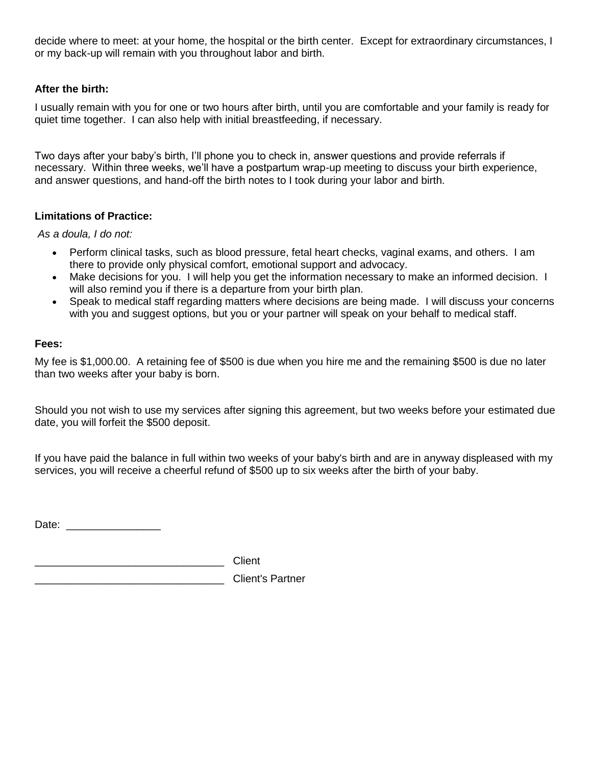decide where to meet: at your home, the hospital or the birth center. Except for extraordinary circumstances, I or my back-up will remain with you throughout labor and birth.

### After the birth:

I usually remain with you for one or two hours after birth, until you are comfortable and your family is ready for quiet time together. I can also help with initial breastfeeding, if necessary.

Two days after your baby's birth, I'll phone you to check in, answer questions and provide referrals if necessary. Within three weeks, we'll have a postpartum wrap-up meeting to discuss your birth experience, and answer questions, and hand-off the birth notes to I took during your labor and birth.

### Limitations of Practice:

*As a doula, I do not:*

- Perform clinical tasks, such as blood pressure, fetal heart checks, vaginal exams, and others. I am there to provide only physical comfort, emotional support and advocacy.
- Make decisions for you. I will help you get the information necessary to make an informed decision. I will also remind you if there is a departure from your birth plan.
- Speak to medical staff regarding matters where decisions are being made. I will discuss your concerns with you and suggest options, but you or your partner will speak on your behalf to medical staff.

### Fees:

My fee is $1,000.00. A retaining fee of $500 is due when you hire me and the remaining $500 is due no later than two weeks after your baby is born.

Should you not wish to use my services after signing this agreement, but two weeks before your estimated due date, you will forfeit the $500 deposit.

If you have paid the balance in full within two weeks of your baby's birth and are in anyway displeased with my services, you will receive a cheerful refund of $500 up to six weeks after the birth of your baby.

Date: ________________

________________________________ Client

________________________________ Client's Partner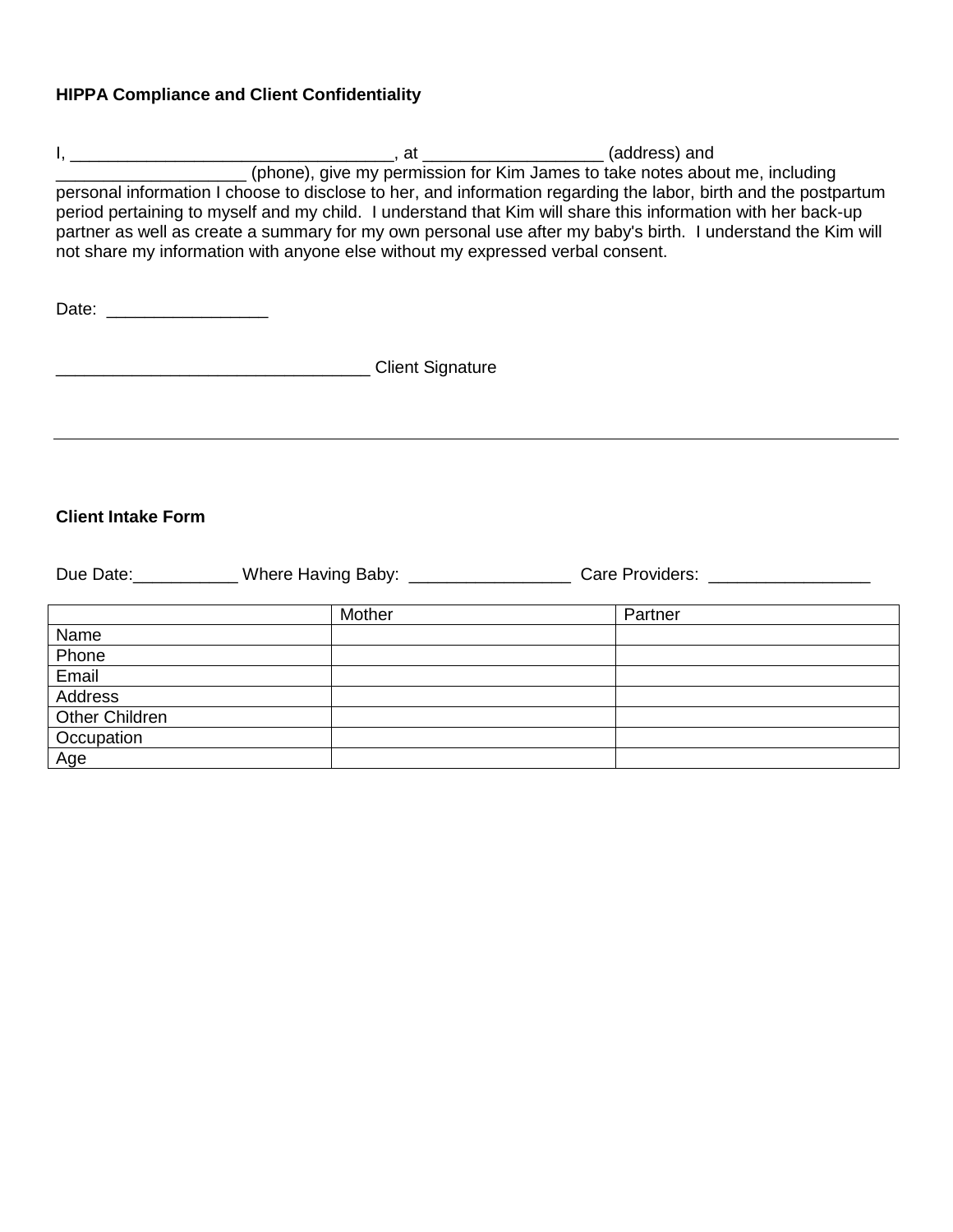**HIPPA Compliance and Client Confidentiality**

I, _________________________________, at __________________ (address) and ___________________ (phone), give my permission for Kim James to take notes about me, including personal information I choose to disclose to her, and information regarding the labor, birth and the postpartum period pertaining to myself and my child. I understand that Kim will share this information with her back-up partner as well as create a summary for my own personal use after my baby's birth. I understand the Kim will not share my information with anyone else without my expressed verbal consent.

Date: ________________

________________________________ Client Signature

---

**Client Intake Form**

Due Date:___________ Where Having Baby: ________________ Care Providers: ________________

| | Mother | Partner |
|---|---|---|
| Name | | |
| Phone | | |
| Email | | |
| Address | | |
| Other Children | | |
| Occupation | | |
| Age | | |